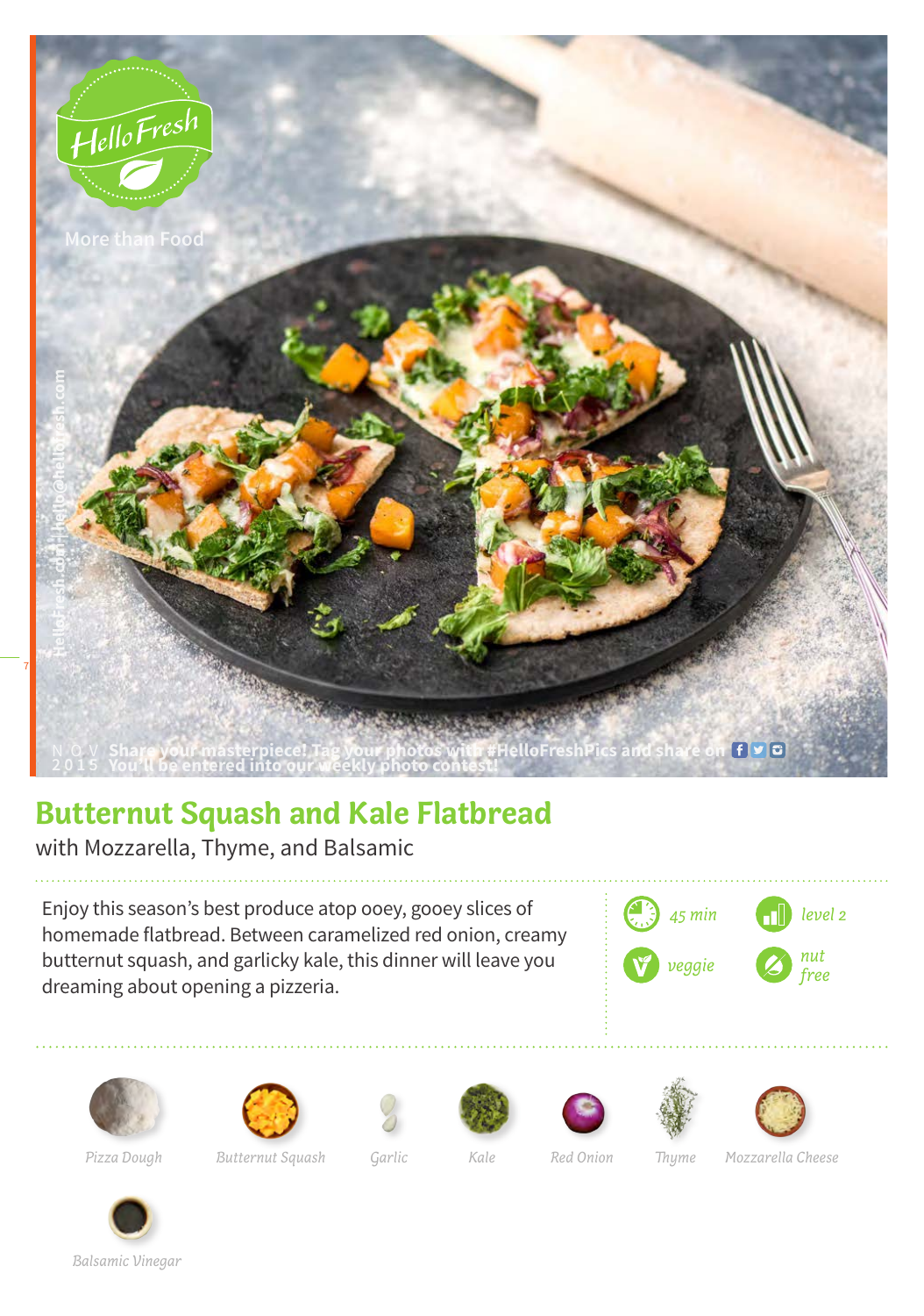HelloFresh

More than Food

HelloFresh.com | hello@hellofresh.com

NOV 2015

Share your masterpiece! Tag your photos with #HelloFreshPics and share on
You'll be entered into our weekly photo contest!

# Butternut Squash and Kale Flatbread

with Mozzarella, Thyme, and Balsamic

Enjoy this season's best produce atop ooey, gooey slices of homemade flatbread. Between caramelized red onion, creamy butternut squash, and garlicky kale, this dinner will leave you dreaming about opening a pizzeria.

*45 min*

*level 2*

*veggie*

*nut free*

*Pizza Dough*

*Butternut Squash*

*Garlic*

*Kale*

*Red Onion*

*Thyme*

*Mozzarella Cheese*

*Balsamic Vinegar*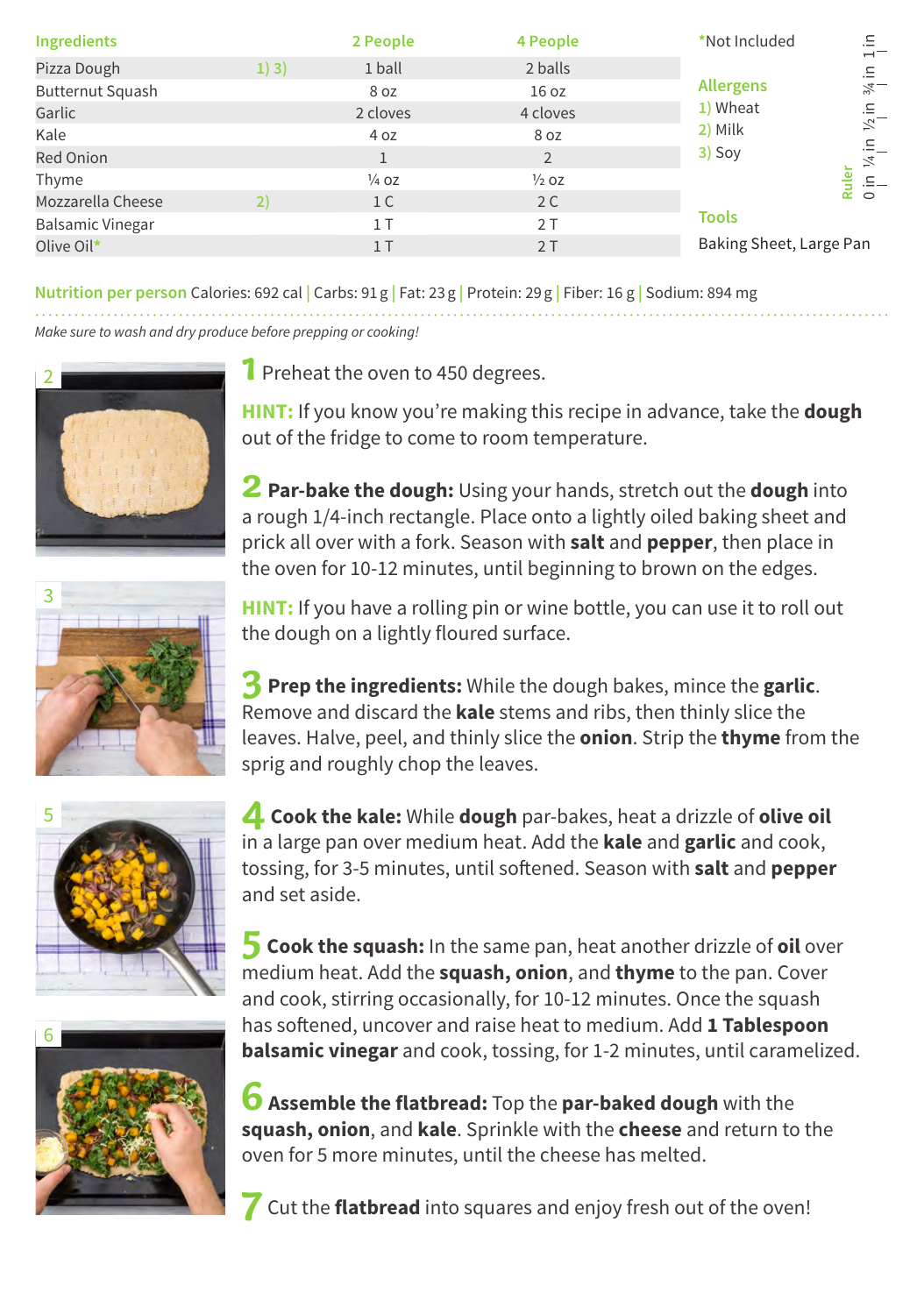| Ingredients | | 2 People | 4 People |
|---|---|---|---|
| Pizza Dough | 1) 3) | 1 ball | 2 balls |
| Butternut Squash | | 8 oz | 16 oz |
| Garlic | | 2 cloves | 4 cloves |
| Kale | | 4 oz | 8 oz |
| Red Onion | | 1 | 2 |
| Thyme | | ¼ oz | ½ oz |
| Mozzarella Cheese | 2) | 1 C | 2 C |
| Balsamic Vinegar | | 1 T | 2 T |
| Olive Oil* | | 1 T | 2 T |

*Not Included

**Allergens**

1) Wheat
2) Milk
3) Soy

**Tools**

Baking Sheet, Large Pan

Ruler

0 in
¼ in
½ in
¾ in
1 in

**Nutrition per person** Calories: 692 cal | Carbs: 91 g | Fat: 23 g | Protein: 29 g | Fiber: 16 g | Sodium: 894 mg

*Make sure to wash and dry produce before prepping or cooking!*

**1** Preheat the oven to 450 degrees.

**HINT:** If you know you're making this recipe in advance, take the **dough** out of the fridge to come to room temperature.

**2** **Par-bake the dough:** Using your hands, stretch out the **dough** into a rough 1/4-inch rectangle. Place onto a lightly oiled baking sheet and prick all over with a fork. Season with **salt** and **pepper**, then place in the oven for 10-12 minutes, until beginning to brown on the edges.

**HINT:** If you have a rolling pin or wine bottle, you can use it to roll out the dough on a lightly floured surface.

**3** **Prep the ingredients:** While the dough bakes, mince the **garlic**. Remove and discard the **kale** stems and ribs, then thinly slice the leaves. Halve, peel, and thinly slice the **onion**. Strip the **thyme** from the sprig and roughly chop the leaves.

**4** **Cook the kale:** While **dough** par-bakes, heat a drizzle of **olive oil** in a large pan over medium heat. Add the **kale** and **garlic** and cook, tossing, for 3-5 minutes, until softened. Season with **salt** and **pepper** and set aside.

**5** **Cook the squash:** In the same pan, heat another drizzle of **oil** over medium heat. Add the **squash, onion**, and **thyme** to the pan. Cover and cook, stirring occasionally, for 10-12 minutes. Once the squash has softened, uncover and raise heat to medium. Add **1 Tablespoon balsamic vinegar** and cook, tossing, for 1-2 minutes, until caramelized.

**6** **Assemble the flatbread:** Top the **par-baked dough** with the **squash, onion**, and **kale**. Sprinkle with the **cheese** and return to the oven for 5 more minutes, until the cheese has melted.

**7** Cut the **flatbread** into squares and enjoy fresh out of the oven!